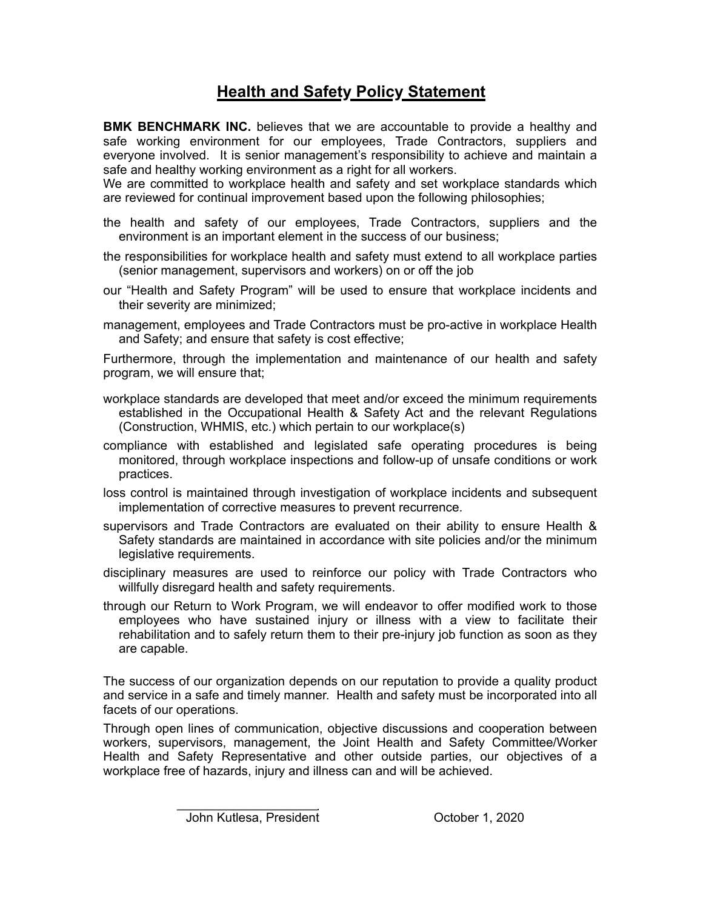# Health and Safety Policy Statement

**BMK BENCHMARK INC.** believes that we are accountable to provide a healthy and safe working environment for our employees, Trade Contractors, suppliers and everyone involved. It is senior management's responsibility to achieve and maintain a safe and healthy working environment as a right for all workers.
We are committed to workplace health and safety and set workplace standards which are reviewed for continual improvement based upon the following philosophies;

- the health and safety of our employees, Trade Contractors, suppliers and the environment is an important element in the success of our business;
- the responsibilities for workplace health and safety must extend to all workplace parties (senior management, supervisors and workers) on or off the job
- our "Health and Safety Program" will be used to ensure that workplace incidents and their severity are minimized;
- management, employees and Trade Contractors must be pro-active in workplace Health and Safety; and ensure that safety is cost effective;

Furthermore, through the implementation and maintenance of our health and safety program, we will ensure that;

- workplace standards are developed that meet and/or exceed the minimum requirements established in the Occupational Health & Safety Act and the relevant Regulations (Construction, WHMIS, etc.) which pertain to our workplace(s)
- compliance with established and legislated safe operating procedures is being monitored, through workplace inspections and follow-up of unsafe conditions or work practices.
- loss control is maintained through investigation of workplace incidents and subsequent implementation of corrective measures to prevent recurrence.
- supervisors and Trade Contractors are evaluated on their ability to ensure Health & Safety standards are maintained in accordance with site policies and/or the minimum legislative requirements.
- disciplinary measures are used to reinforce our policy with Trade Contractors who willfully disregard health and safety requirements.
- through our Return to Work Program, we will endeavor to offer modified work to those employees who have sustained injury or illness with a view to facilitate their rehabilitation and to safely return them to their pre-injury job function as soon as they are capable.

The success of our organization depends on our reputation to provide a quality product and service in a safe and timely manner. Health and safety must be incorporated into all facets of our operations.

Through open lines of communication, objective discussions and cooperation between workers, supervisors, management, the Joint Health and Safety Committee/Worker Health and Safety Representative and other outside parties, our objectives of a workplace free of hazards, injury and illness can and will be achieved.

John Kutlesa, President    October 1, 2020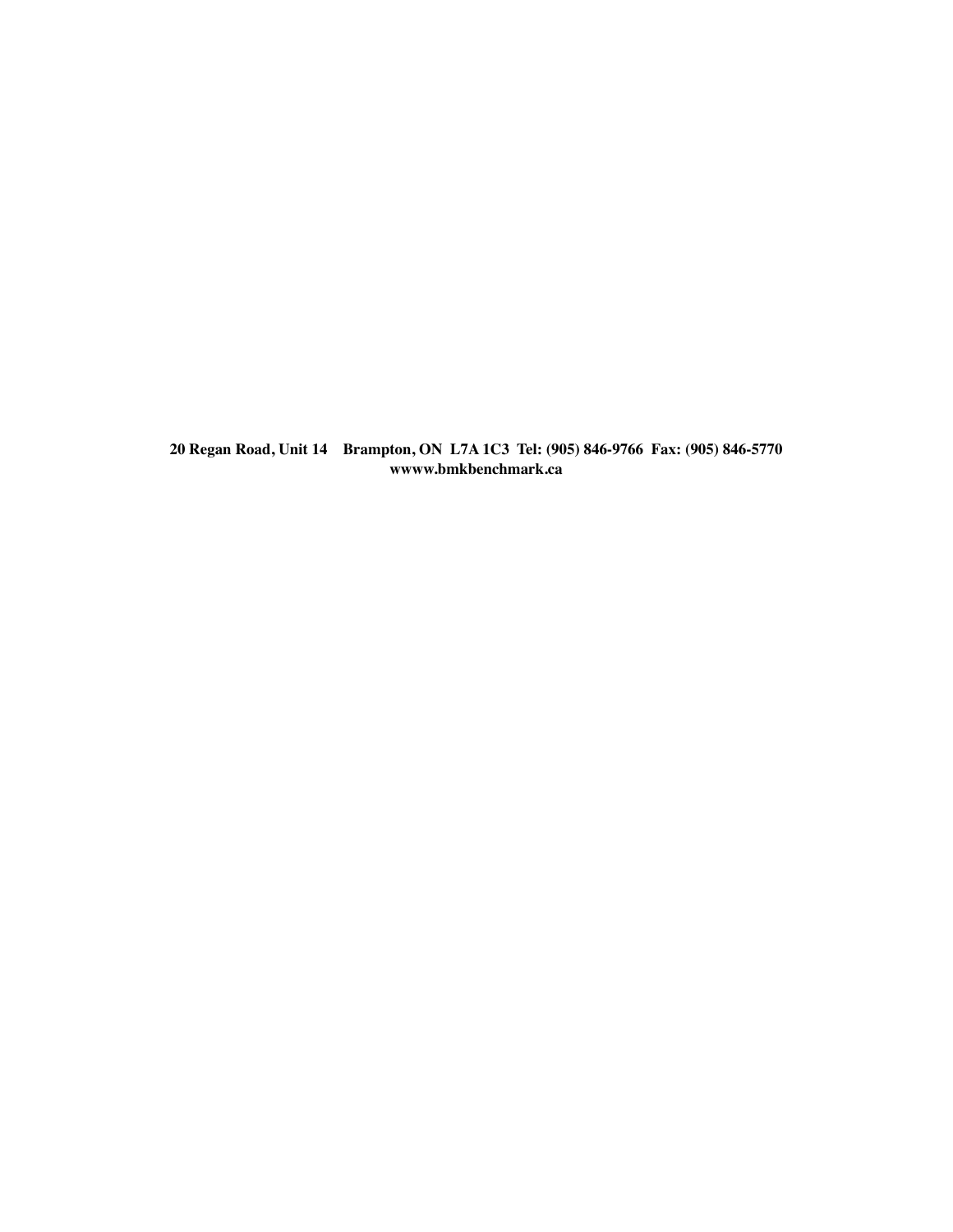**20 Regan Road, Unit 14 Brampton, ON L7A 1C3 Tel: (905) 846-9766 Fax: (905) 846-5770**
**wwww.bmkbenchmark.ca**